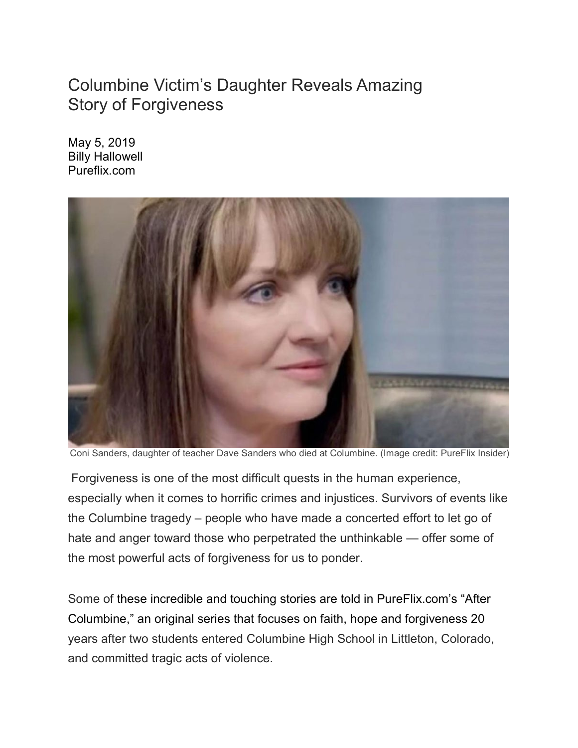# Columbine Victim's Daughter Reveals Amazing Story of Forgiveness

May 5, 2019
Billy Hallowell
Pureflix.com

Coni Sanders, daughter of teacher Dave Sanders who died at Columbine. (Image credit: PureFlix Insider)

Forgiveness is one of the most difficult quests in the human experience, especially when it comes to horrific crimes and injustices. Survivors of events like the Columbine tragedy – people who have made a concerted effort to let go of hate and anger toward those who perpetrated the unthinkable — offer some of the most powerful acts of forgiveness for us to ponder.

Some of these incredible and touching stories are told in PureFlix.com's "After Columbine," an original series that focuses on faith, hope and forgiveness 20 years after two students entered Columbine High School in Littleton, Colorado, and committed tragic acts of violence.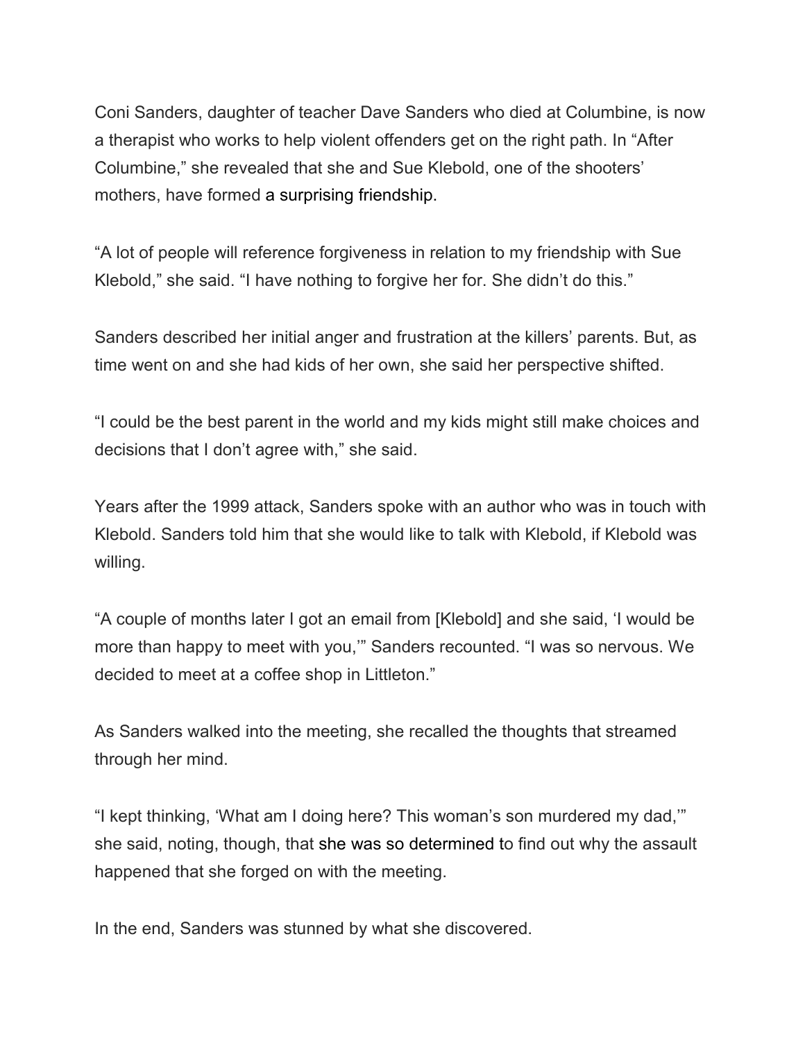Coni Sanders, daughter of teacher Dave Sanders who died at Columbine, is now a therapist who works to help violent offenders get on the right path. In "After Columbine," she revealed that she and Sue Klebold, one of the shooters' mothers, have formed a surprising friendship.

"A lot of people will reference forgiveness in relation to my friendship with Sue Klebold," she said. "I have nothing to forgive her for. She didn't do this."

Sanders described her initial anger and frustration at the killers' parents. But, as time went on and she had kids of her own, she said her perspective shifted.

"I could be the best parent in the world and my kids might still make choices and decisions that I don't agree with," she said.

Years after the 1999 attack, Sanders spoke with an author who was in touch with Klebold. Sanders told him that she would like to talk with Klebold, if Klebold was willing.

"A couple of months later I got an email from [Klebold] and she said, 'I would be more than happy to meet with you,'" Sanders recounted. "I was so nervous. We decided to meet at a coffee shop in Littleton."

As Sanders walked into the meeting, she recalled the thoughts that streamed through her mind.

"I kept thinking, 'What am I doing here? This woman's son murdered my dad,'" she said, noting, though, that she was so determined to find out why the assault happened that she forged on with the meeting.

In the end, Sanders was stunned by what she discovered.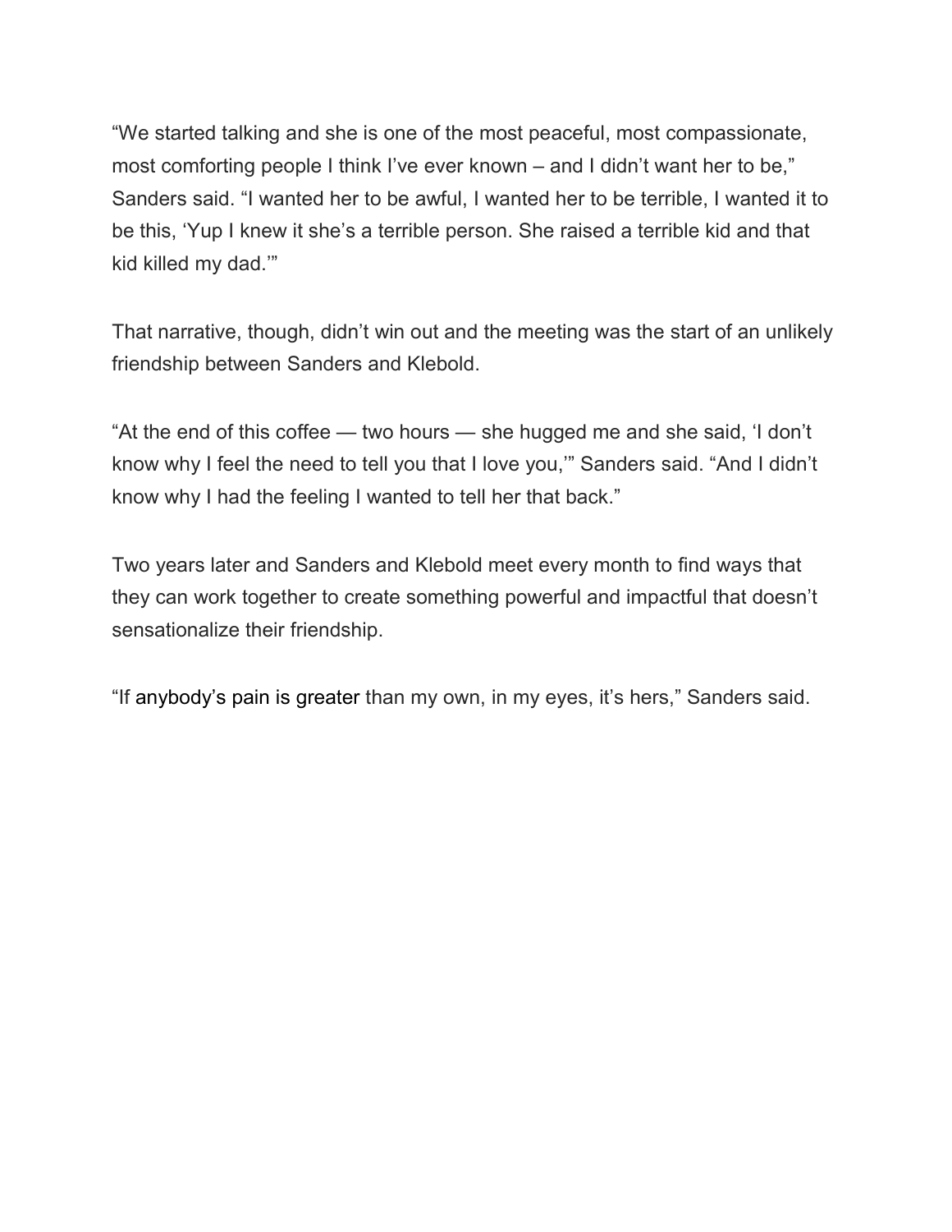"We started talking and she is one of the most peaceful, most compassionate, most comforting people I think I've ever known – and I didn't want her to be," Sanders said. "I wanted her to be awful, I wanted her to be terrible, I wanted it to be this, 'Yup I knew it she's a terrible person. She raised a terrible kid and that kid killed my dad.'"

That narrative, though, didn't win out and the meeting was the start of an unlikely friendship between Sanders and Klebold.

"At the end of this coffee — two hours — she hugged me and she said, 'I don't know why I feel the need to tell you that I love you,'" Sanders said. "And I didn't know why I had the feeling I wanted to tell her that back."

Two years later and Sanders and Klebold meet every month to find ways that they can work together to create something powerful and impactful that doesn't sensationalize their friendship.

"If anybody's pain is greater than my own, in my eyes, it's hers," Sanders said.